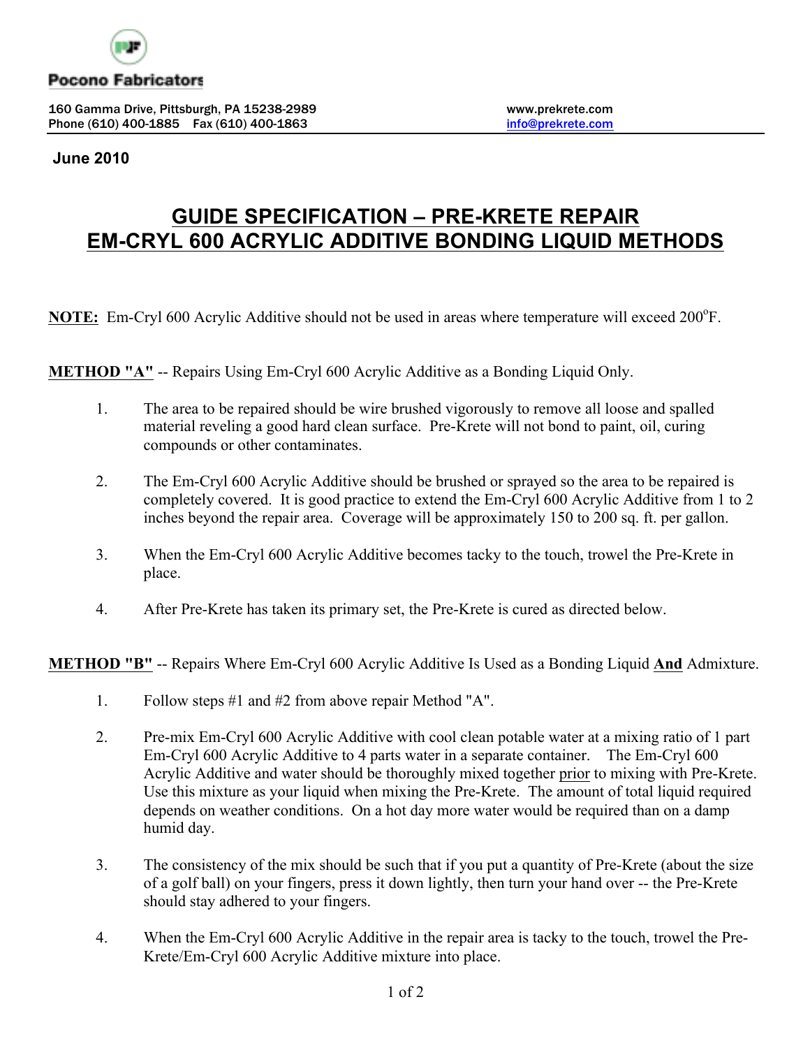Pocono Fabricators

160 Gamma Drive, Pittsburgh, PA 15238-2989
Phone (610) 400-1885    Fax (610) 400-1863

www.prekrete.com
info@prekrete.com

**June 2010**

# GUIDE SPECIFICATION – PRE-KRETE REPAIR EM-CRYL 600 ACRYLIC ADDITIVE BONDING LIQUID METHODS

**NOTE:** Em-Cryl 600 Acrylic Additive should not be used in areas where temperature will exceed 200$^{o}$F.

**METHOD "A"** -- Repairs Using Em-Cryl 600 Acrylic Additive as a Bonding Liquid Only.

1. The area to be repaired should be wire brushed vigorously to remove all loose and spalled material reveling a good hard clean surface. Pre-Krete will not bond to paint, oil, curing compounds or other contaminates.

2. The Em-Cryl 600 Acrylic Additive should be brushed or sprayed so the area to be repaired is completely covered. It is good practice to extend the Em-Cryl 600 Acrylic Additive from 1 to 2 inches beyond the repair area. Coverage will be approximately 150 to 200 sq. ft. per gallon.

3. When the Em-Cryl 600 Acrylic Additive becomes tacky to the touch, trowel the Pre-Krete in place.

4. After Pre-Krete has taken its primary set, the Pre-Krete is cured as directed below.

**METHOD "B"** -- Repairs Where Em-Cryl 600 Acrylic Additive Is Used as a Bonding Liquid **And** Admixture.

1. Follow steps #1 and #2 from above repair Method "A".

2. Pre-mix Em-Cryl 600 Acrylic Additive with cool clean potable water at a mixing ratio of 1 part Em-Cryl 600 Acrylic Additive to 4 parts water in a separate container. The Em-Cryl 600 Acrylic Additive and water should be thoroughly mixed together prior to mixing with Pre-Krete. Use this mixture as your liquid when mixing the Pre-Krete. The amount of total liquid required depends on weather conditions. On a hot day more water would be required than on a damp humid day.

3. The consistency of the mix should be such that if you put a quantity of Pre-Krete (about the size of a golf ball) on your fingers, press it down lightly, then turn your hand over -- the Pre-Krete should stay adhered to your fingers.

4. When the Em-Cryl 600 Acrylic Additive in the repair area is tacky to the touch, trowel the Pre-Krete/Em-Cryl 600 Acrylic Additive mixture into place.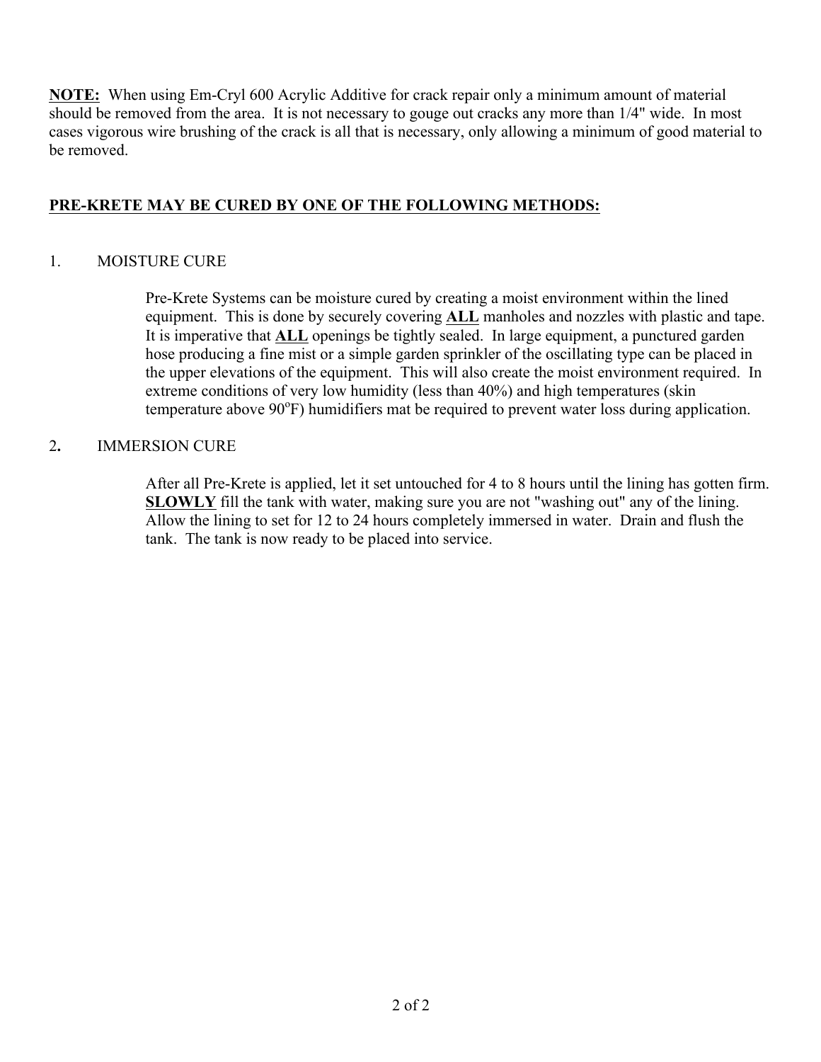**NOTE:** When using Em-Cryl 600 Acrylic Additive for crack repair only a minimum amount of material should be removed from the area. It is not necessary to gouge out cracks any more than 1/4" wide. In most cases vigorous wire brushing of the crack is all that is necessary, only allowing a minimum of good material to be removed.

## PRE-KRETE MAY BE CURED BY ONE OF THE FOLLOWING METHODS:

1. MOISTURE CURE

   Pre-Krete Systems can be moisture cured by creating a moist environment within the lined equipment. This is done by securely covering **ALL** manholes and nozzles with plastic and tape. It is imperative that **ALL** openings be tightly sealed. In large equipment, a punctured garden hose producing a fine mist or a simple garden sprinkler of the oscillating type can be placed in the upper elevations of the equipment. This will also create the moist environment required. In extreme conditions of very low humidity (less than 40%) and high temperatures (skin temperature above 90°F) humidifiers mat be required to prevent water loss during application.

2. IMMERSION CURE

   After all Pre-Krete is applied, let it set untouched for 4 to 8 hours until the lining has gotten firm. **SLOWLY** fill the tank with water, making sure you are not "washing out" any of the lining. Allow the lining to set for 12 to 24 hours completely immersed in water. Drain and flush the tank. The tank is now ready to be placed into service.